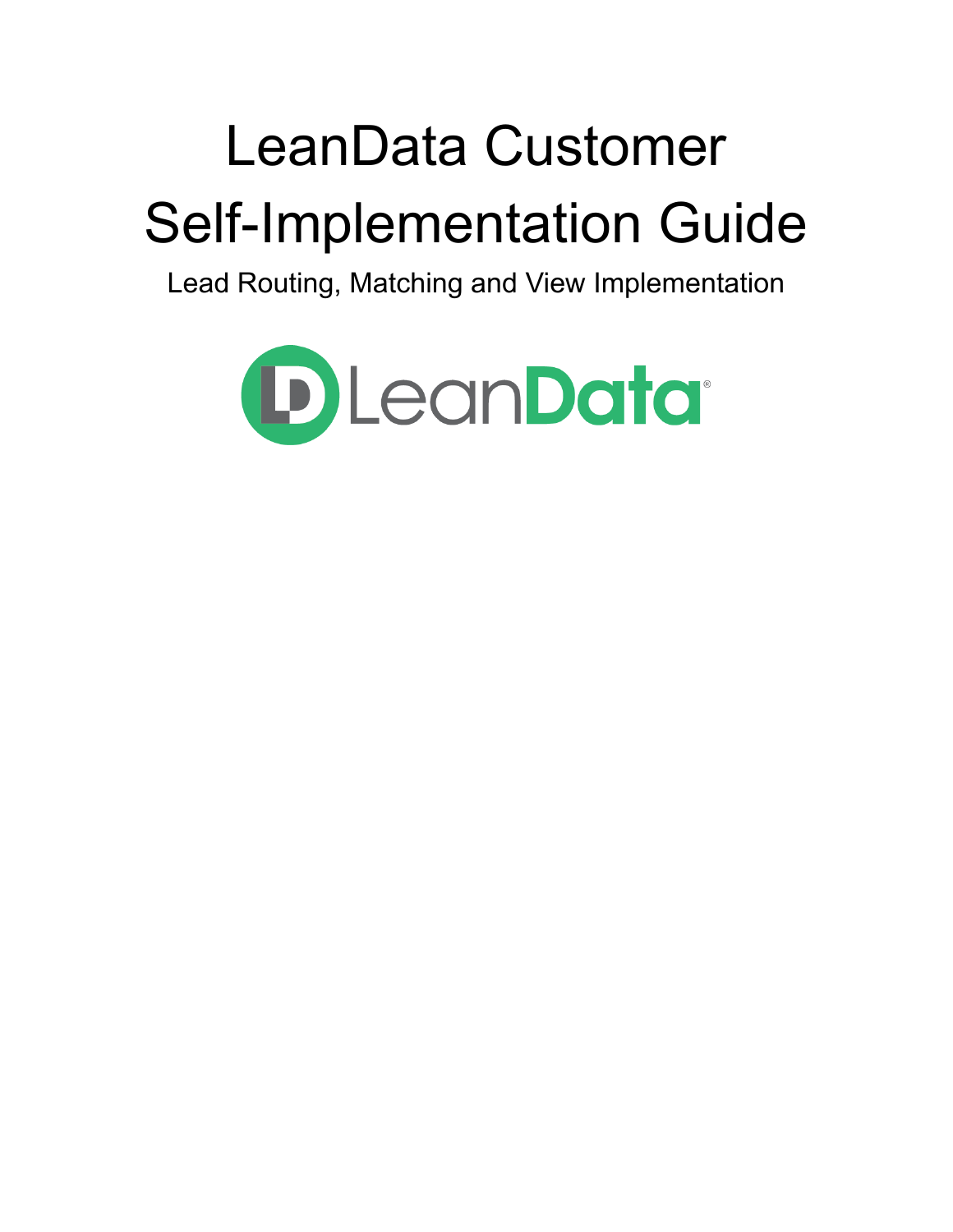# LeanData Customer Self-Implementation Guide

Lead Routing, Matching and View Implementation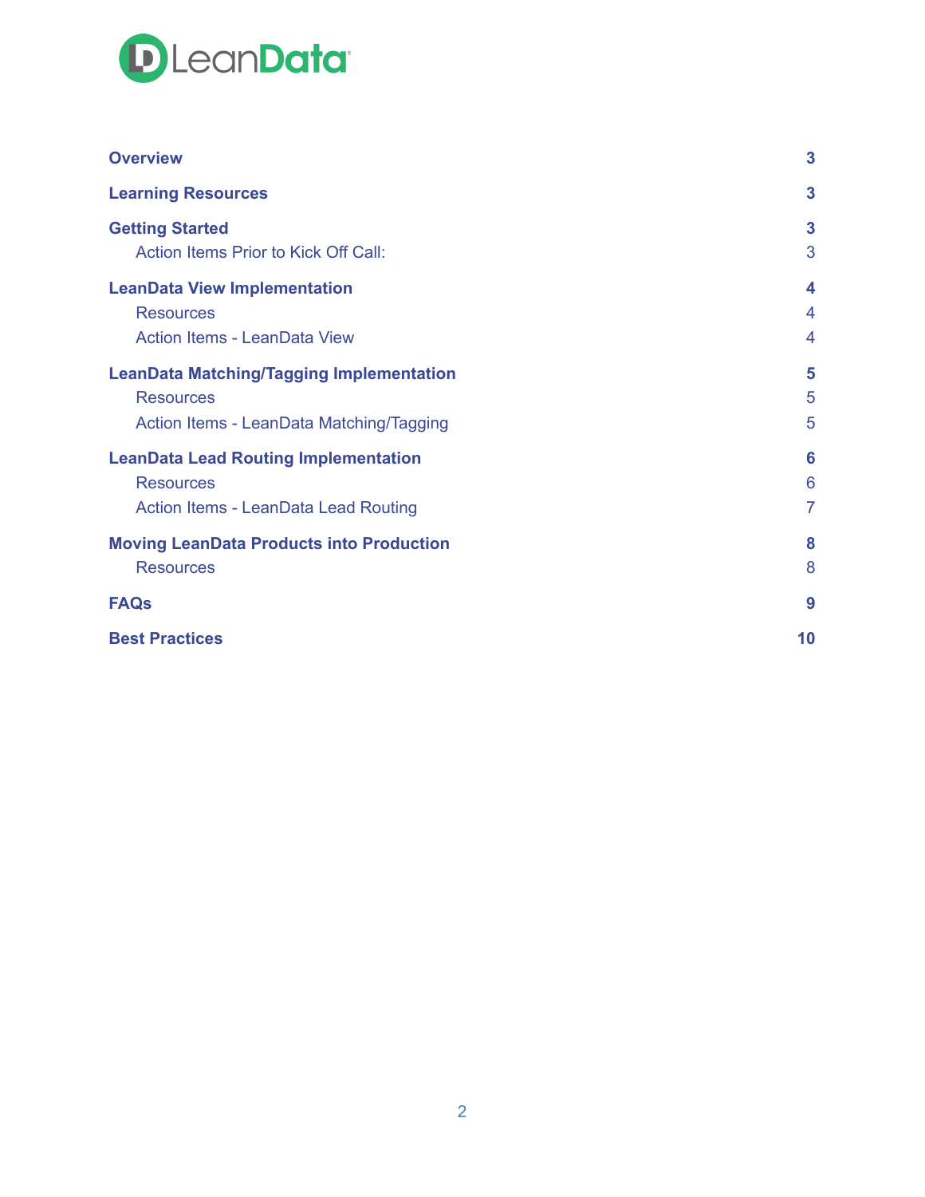| | |
|---|---|
| **Overview** | **3** |
| **Learning Resources** | **3** |
| **Getting Started** | **3** |
| Action Items Prior to Kick Off Call: | 3 |
| **LeanData View Implementation** | **4** |
| Resources | 4 |
| Action Items - LeanData View | 4 |
| **LeanData Matching/Tagging Implementation** | **5** |
| Resources | 5 |
| Action Items - LeanData Matching/Tagging | 5 |
| **LeanData Lead Routing Implementation** | **6** |
| Resources | 6 |
| Action Items - LeanData Lead Routing | 7 |
| **Moving LeanData Products into Production** | **8** |
| Resources | 8 |
| **FAQs** | **9** |
| **Best Practices** | **10** |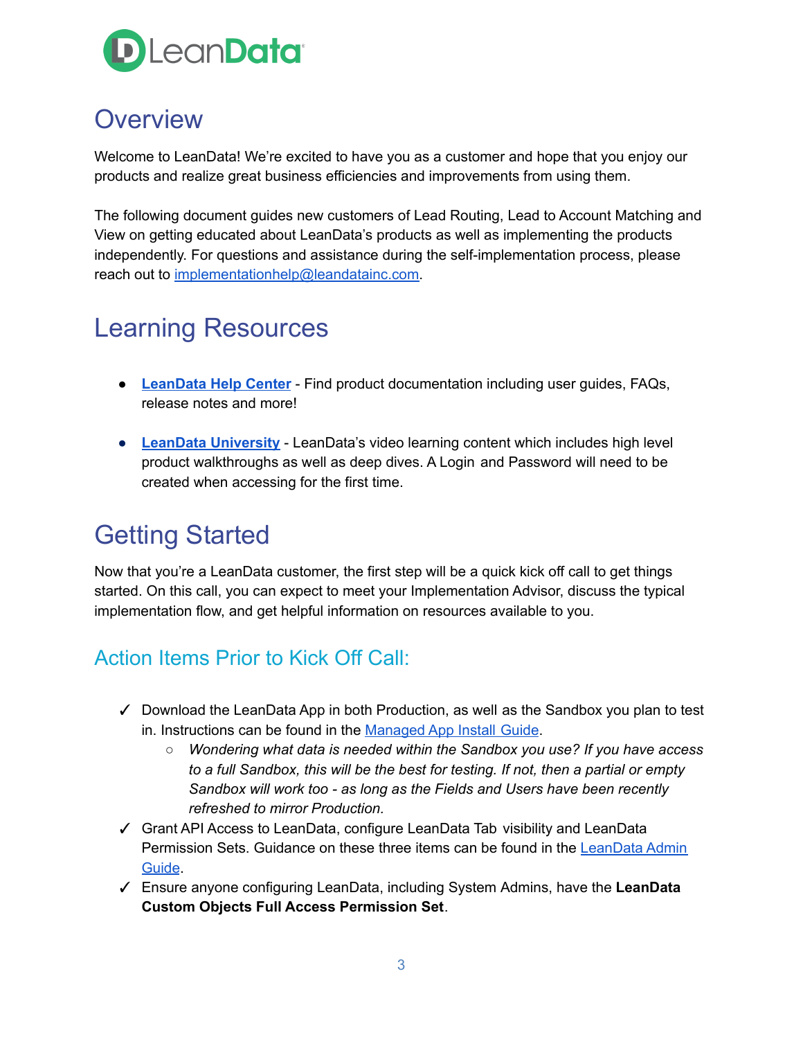# Overview

Welcome to LeanData! We're excited to have you as a customer and hope that you enjoy our products and realize great business efficiencies and improvements from using them.

The following document guides new customers of Lead Routing, Lead to Account Matching and View on getting educated about LeanData's products as well as implementing the products independently. For questions and assistance during the self-implementation process, please reach out to implementationhelp@leandatainc.com.

# Learning Resources

- **LeanData Help Center** - Find product documentation including user guides, FAQs, release notes and more!
- **LeanData University** - LeanData's video learning content which includes high level product walkthroughs as well as deep dives. A Login and Password will need to be created when accessing for the first time.

# Getting Started

Now that you're a LeanData customer, the first step will be a quick kick off call to get things started. On this call, you can expect to meet your Implementation Advisor, discuss the typical implementation flow, and get helpful information on resources available to you.

## Action Items Prior to Kick Off Call:

✓ Download the LeanData App in both Production, as well as the Sandbox you plan to test in. Instructions can be found in the Managed App Install Guide.
  - *Wondering what data is needed within the Sandbox you use? If you have access to a full Sandbox, this will be the best for testing. If not, then a partial or empty Sandbox will work too - as long as the Fields and Users have been recently refreshed to mirror Production.*

✓ Grant API Access to LeanData, configure LeanData Tab visibility and LeanData Permission Sets. Guidance on these three items can be found in the LeanData Admin Guide.

✓ Ensure anyone configuring LeanData, including System Admins, have the **LeanData Custom Objects Full Access Permission Set**.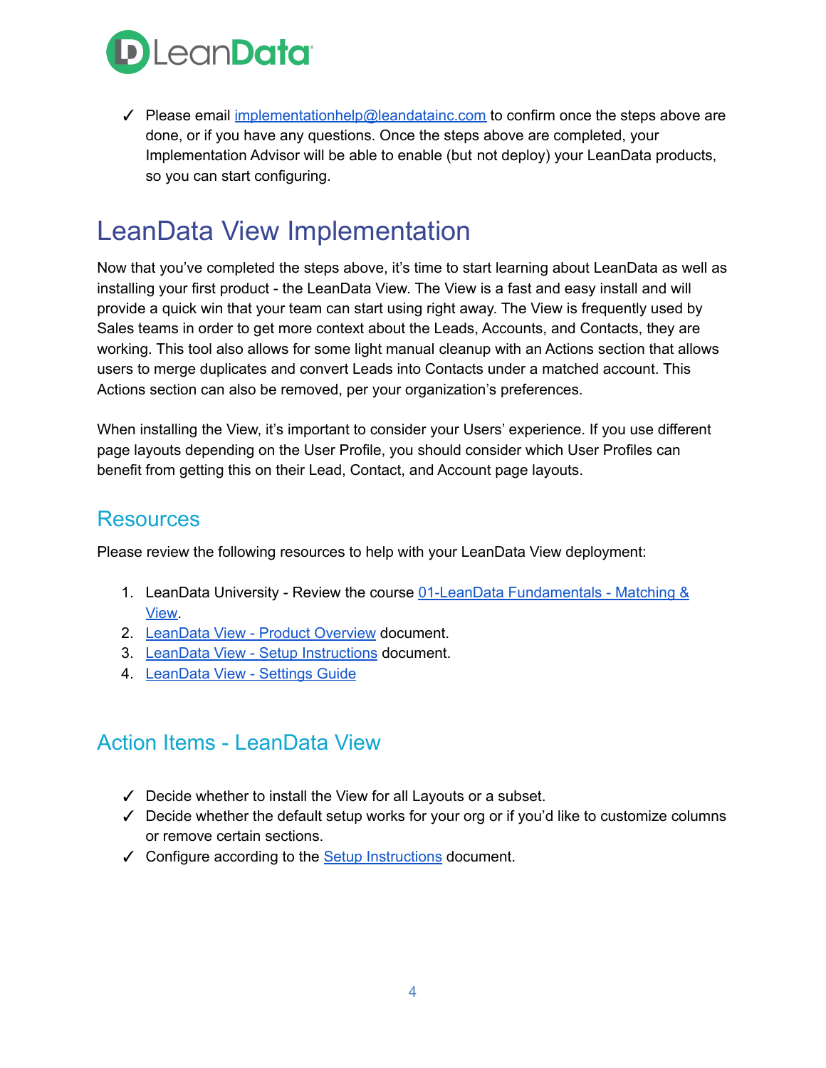- ✓ Please email implementationhelp@leandatainc.com to confirm once the steps above are done, or if you have any questions. Once the steps above are completed, your Implementation Advisor will be able to enable (but not deploy) your LeanData products, so you can start configuring.

# LeanData View Implementation

Now that you've completed the steps above, it's time to start learning about LeanData as well as installing your first product - the LeanData View. The View is a fast and easy install and will provide a quick win that your team can start using right away. The View is frequently used by Sales teams in order to get more context about the Leads, Accounts, and Contacts, they are working. This tool also allows for some light manual cleanup with an Actions section that allows users to merge duplicates and convert Leads into Contacts under a matched account. This Actions section can also be removed, per your organization's preferences.

When installing the View, it's important to consider your Users' experience. If you use different page layouts depending on the User Profile, you should consider which User Profiles can benefit from getting this on their Lead, Contact, and Account page layouts.

## Resources

Please review the following resources to help with your LeanData View deployment:

1. LeanData University - Review the course 01-LeanData Fundamentals - Matching & View.
2. LeanData View - Product Overview document.
3. LeanData View - Setup Instructions document.
4. LeanData View - Settings Guide

## Action Items - LeanData View

- ✓ Decide whether to install the View for all Layouts or a subset.
- ✓ Decide whether the default setup works for your org or if you'd like to customize columns or remove certain sections.
- ✓ Configure according to the Setup Instructions document.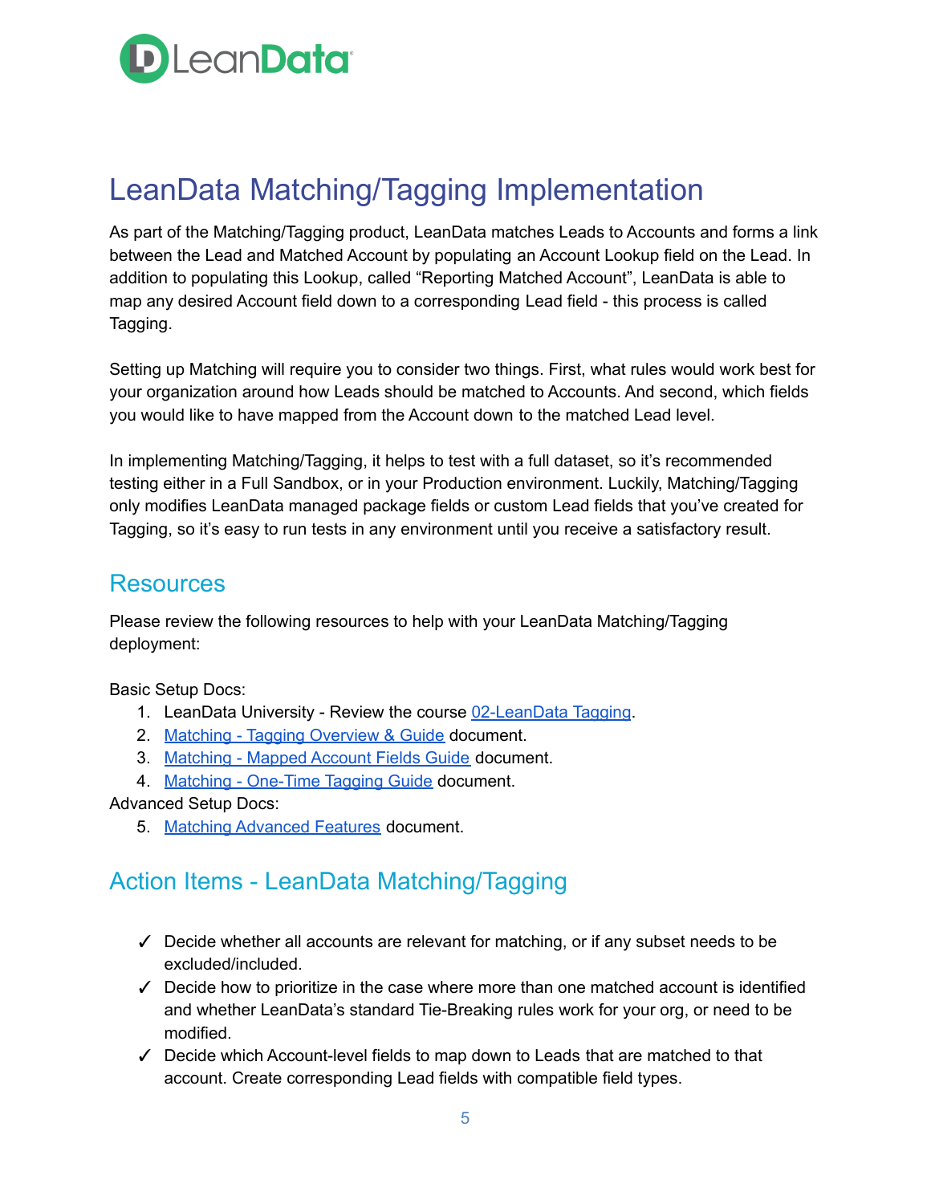# LeanData Matching/Tagging Implementation

As part of the Matching/Tagging product, LeanData matches Leads to Accounts and forms a link between the Lead and Matched Account by populating an Account Lookup field on the Lead. In addition to populating this Lookup, called “Reporting Matched Account”, LeanData is able to map any desired Account field down to a corresponding Lead field - this process is called Tagging.

Setting up Matching will require you to consider two things. First, what rules would work best for your organization around how Leads should be matched to Accounts. And second, which fields you would like to have mapped from the Account down to the matched Lead level.

In implementing Matching/Tagging, it helps to test with a full dataset, so it’s recommended testing either in a Full Sandbox, or in your Production environment. Luckily, Matching/Tagging only modifies LeanData managed package fields or custom Lead fields that you’ve created for Tagging, so it’s easy to run tests in any environment until you receive a satisfactory result.

## Resources

Please review the following resources to help with your LeanData Matching/Tagging deployment:

Basic Setup Docs:

1. LeanData University - Review the course 02-LeanData Tagging.
2. Matching - Tagging Overview & Guide document.
3. Matching - Mapped Account Fields Guide document.
4. Matching - One-Time Tagging Guide document.

Advanced Setup Docs:

5. Matching Advanced Features document.

## Action Items - LeanData Matching/Tagging

- ✓ Decide whether all accounts are relevant for matching, or if any subset needs to be excluded/included.
- ✓ Decide how to prioritize in the case where more than one matched account is identified and whether LeanData’s standard Tie-Breaking rules work for your org, or need to be modified.
- ✓ Decide which Account-level fields to map down to Leads that are matched to that account. Create corresponding Lead fields with compatible field types.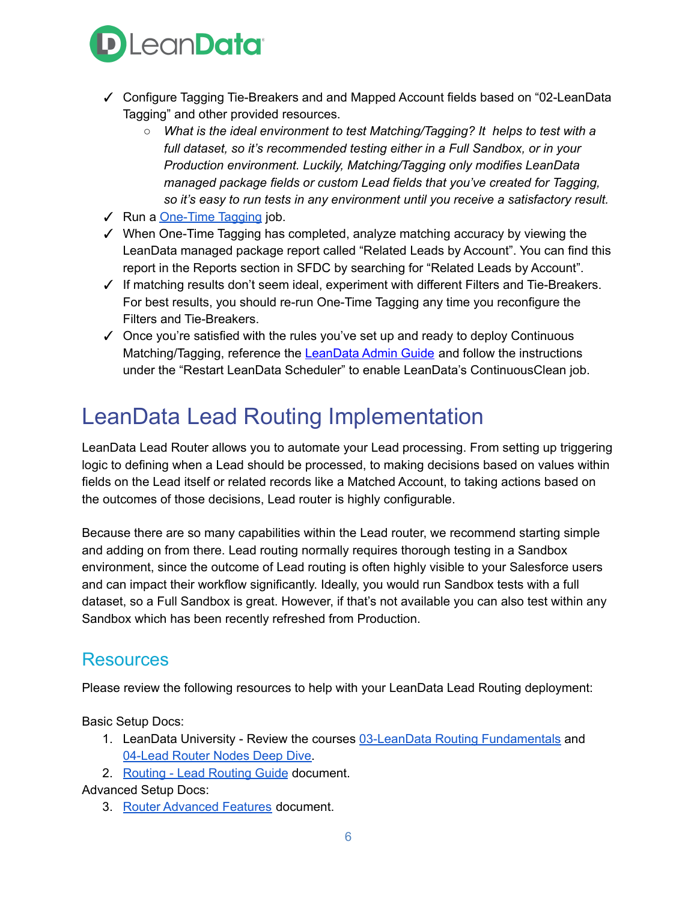- ✓ Configure Tagging Tie-Breakers and and Mapped Account fields based on "02-LeanData Tagging" and other provided resources.
  - *What is the ideal environment to test Matching/Tagging? It helps to test with a full dataset, so it's recommended testing either in a Full Sandbox, or in your Production environment. Luckily, Matching/Tagging only modifies LeanData managed package fields or custom Lead fields that you've created for Tagging, so it's easy to run tests in any environment until you receive a satisfactory result.*
- ✓ Run a One-Time Tagging job.
- ✓ When One-Time Tagging has completed, analyze matching accuracy by viewing the LeanData managed package report called "Related Leads by Account". You can find this report in the Reports section in SFDC by searching for "Related Leads by Account".
- ✓ If matching results don't seem ideal, experiment with different Filters and Tie-Breakers. For best results, you should re-run One-Time Tagging any time you reconfigure the Filters and Tie-Breakers.
- ✓ Once you're satisfied with the rules you've set up and ready to deploy Continuous Matching/Tagging, reference the LeanData Admin Guide and follow the instructions under the "Restart LeanData Scheduler" to enable LeanData's ContinuousClean job.

# LeanData Lead Routing Implementation

LeanData Lead Router allows you to automate your Lead processing. From setting up triggering logic to defining when a Lead should be processed, to making decisions based on values within fields on the Lead itself or related records like a Matched Account, to taking actions based on the outcomes of those decisions, Lead router is highly configurable.

Because there are so many capabilities within the Lead router, we recommend starting simple and adding on from there. Lead routing normally requires thorough testing in a Sandbox environment, since the outcome of Lead routing is often highly visible to your Salesforce users and can impact their workflow significantly. Ideally, you would run Sandbox tests with a full dataset, so a Full Sandbox is great. However, if that's not available you can also test within any Sandbox which has been recently refreshed from Production.

## Resources

Please review the following resources to help with your LeanData Lead Routing deployment:

Basic Setup Docs:

1. LeanData University - Review the courses 03-LeanData Routing Fundamentals and 04-Lead Router Nodes Deep Dive.
2. Routing - Lead Routing Guide document.

Advanced Setup Docs:

3. Router Advanced Features document.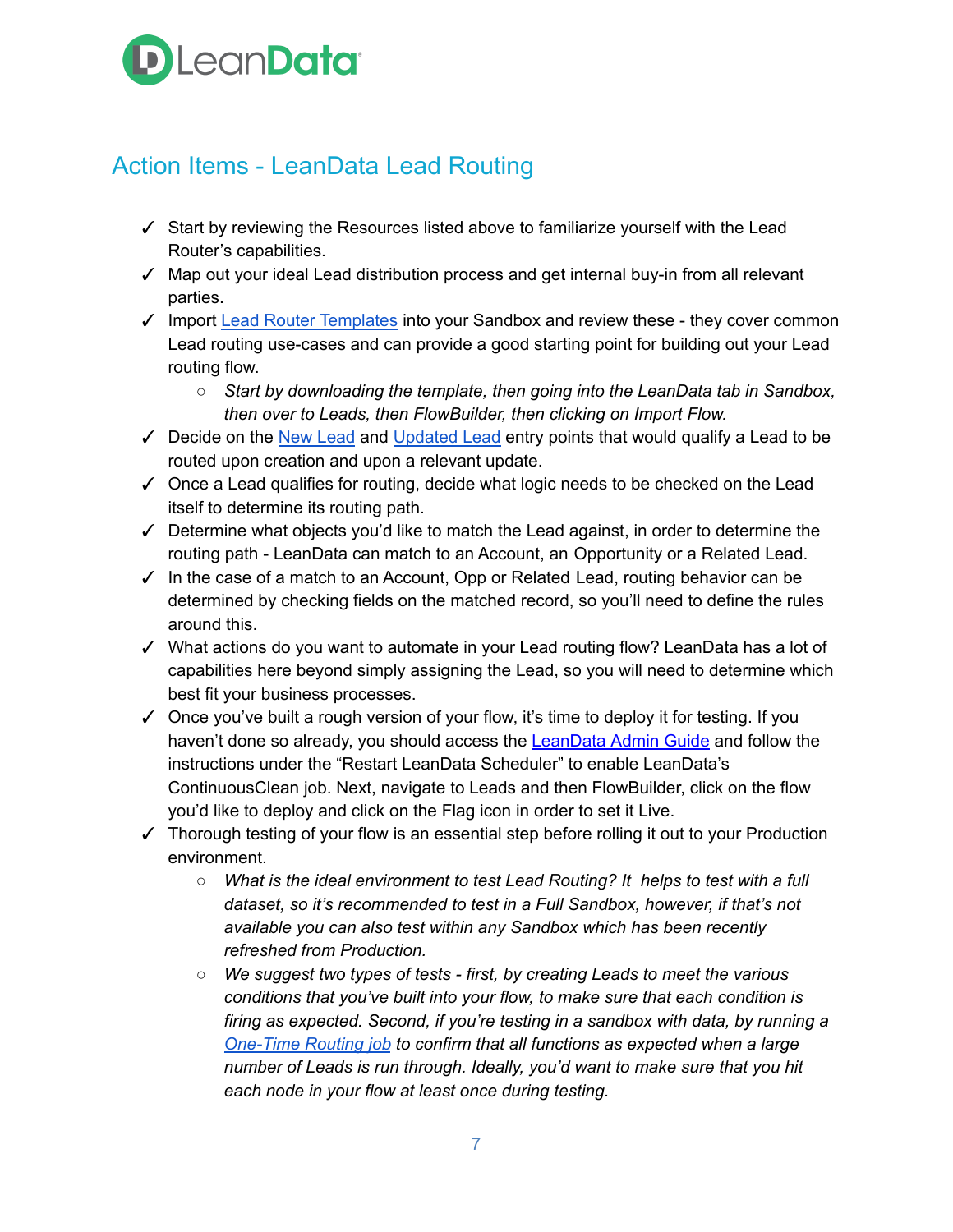## Action Items - LeanData Lead Routing

- ✓ Start by reviewing the Resources listed above to familiarize yourself with the Lead Router's capabilities.
- ✓ Map out your ideal Lead distribution process and get internal buy-in from all relevant parties.
- ✓ Import Lead Router Templates into your Sandbox and review these - they cover common Lead routing use-cases and can provide a good starting point for building out your Lead routing flow.
    - *Start by downloading the template, then going into the LeanData tab in Sandbox, then over to Leads, then FlowBuilder, then clicking on Import Flow.*
- ✓ Decide on the New Lead and Updated Lead entry points that would qualify a Lead to be routed upon creation and upon a relevant update.
- ✓ Once a Lead qualifies for routing, decide what logic needs to be checked on the Lead itself to determine its routing path.
- ✓ Determine what objects you'd like to match the Lead against, in order to determine the routing path - LeanData can match to an Account, an Opportunity or a Related Lead.
- ✓ In the case of a match to an Account, Opp or Related Lead, routing behavior can be determined by checking fields on the matched record, so you'll need to define the rules around this.
- ✓ What actions do you want to automate in your Lead routing flow? LeanData has a lot of capabilities here beyond simply assigning the Lead, so you will need to determine which best fit your business processes.
- ✓ Once you've built a rough version of your flow, it's time to deploy it for testing. If you haven't done so already, you should access the LeanData Admin Guide and follow the instructions under the "Restart LeanData Scheduler" to enable LeanData's ContinuousClean job. Next, navigate to Leads and then FlowBuilder, click on the flow you'd like to deploy and click on the Flag icon in order to set it Live.
- ✓ Thorough testing of your flow is an essential step before rolling it out to your Production environment.
    - *What is the ideal environment to test Lead Routing? It helps to test with a full dataset, so it's recommended to test in a Full Sandbox, however, if that's not available you can also test within any Sandbox which has been recently refreshed from Production.*
    - *We suggest two types of tests - first, by creating Leads to meet the various conditions that you've built into your flow, to make sure that each condition is firing as expected. Second, if you're testing in a sandbox with data, by running a One-Time Routing job to confirm that all functions as expected when a large number of Leads is run through. Ideally, you'd want to make sure that you hit each node in your flow at least once during testing.*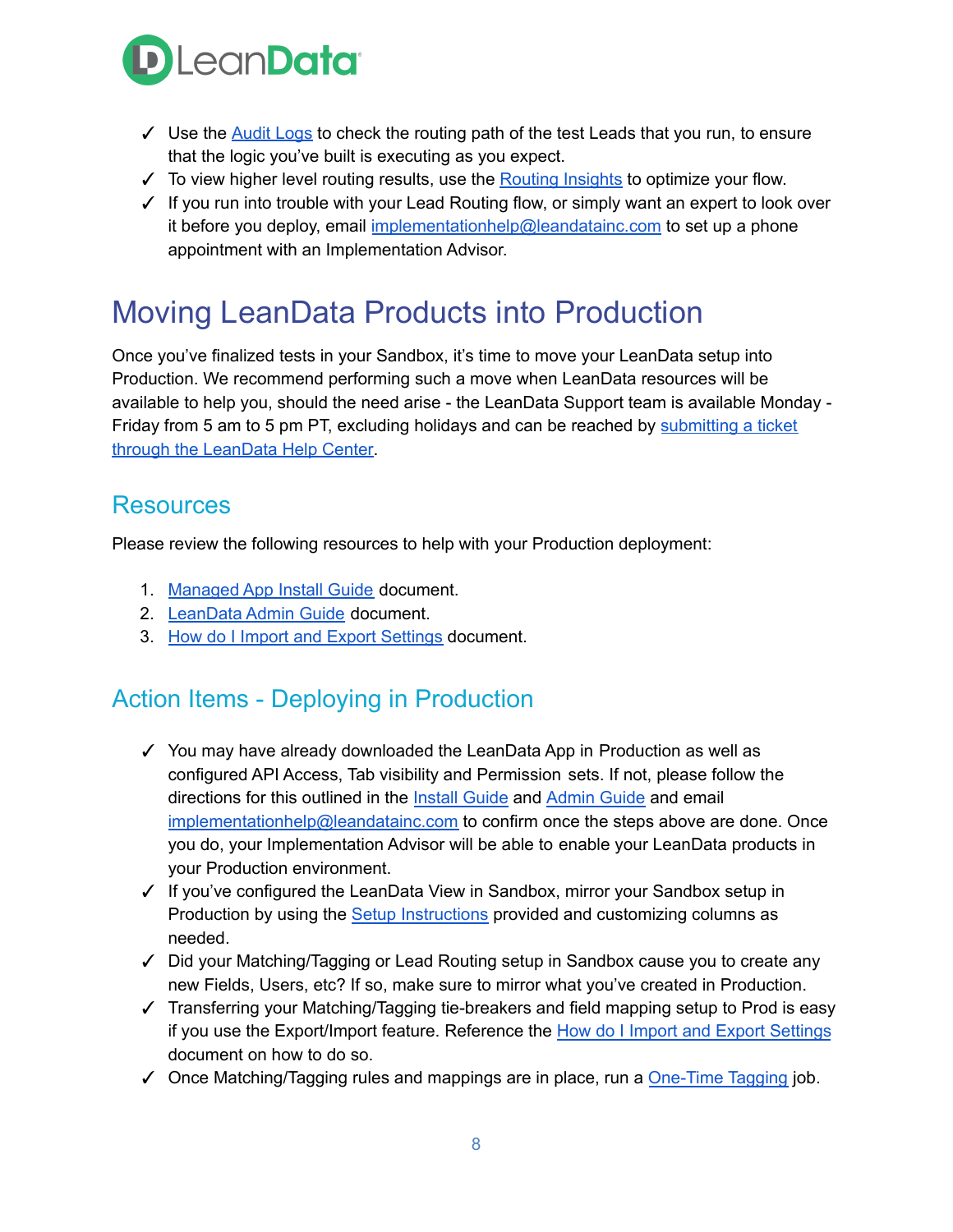- ✓ Use the Audit Logs to check the routing path of the test Leads that you run, to ensure that the logic you've built is executing as you expect.
- ✓ To view higher level routing results, use the Routing Insights to optimize your flow.
- ✓ If you run into trouble with your Lead Routing flow, or simply want an expert to look over it before you deploy, email implementationhelp@leandatainc.com to set up a phone appointment with an Implementation Advisor.

# Moving LeanData Products into Production

Once you've finalized tests in your Sandbox, it's time to move your LeanData setup into Production. We recommend performing such a move when LeanData resources will be available to help you, should the need arise - the LeanData Support team is available Monday - Friday from 5 am to 5 pm PT, excluding holidays and can be reached by submitting a ticket through the LeanData Help Center.

## Resources

Please review the following resources to help with your Production deployment:

1. Managed App Install Guide document.
2. LeanData Admin Guide document.
3. How do I Import and Export Settings document.

## Action Items - Deploying in Production

- ✓ You may have already downloaded the LeanData App in Production as well as configured API Access, Tab visibility and Permission sets. If not, please follow the directions for this outlined in the Install Guide and Admin Guide and email implementationhelp@leandatainc.com to confirm once the steps above are done. Once you do, your Implementation Advisor will be able to enable your LeanData products in your Production environment.
- ✓ If you've configured the LeanData View in Sandbox, mirror your Sandbox setup in Production by using the Setup Instructions provided and customizing columns as needed.
- ✓ Did your Matching/Tagging or Lead Routing setup in Sandbox cause you to create any new Fields, Users, etc? If so, make sure to mirror what you've created in Production.
- ✓ Transferring your Matching/Tagging tie-breakers and field mapping setup to Prod is easy if you use the Export/Import feature. Reference the How do I Import and Export Settings document on how to do so.
- ✓ Once Matching/Tagging rules and mappings are in place, run a One-Time Tagging job.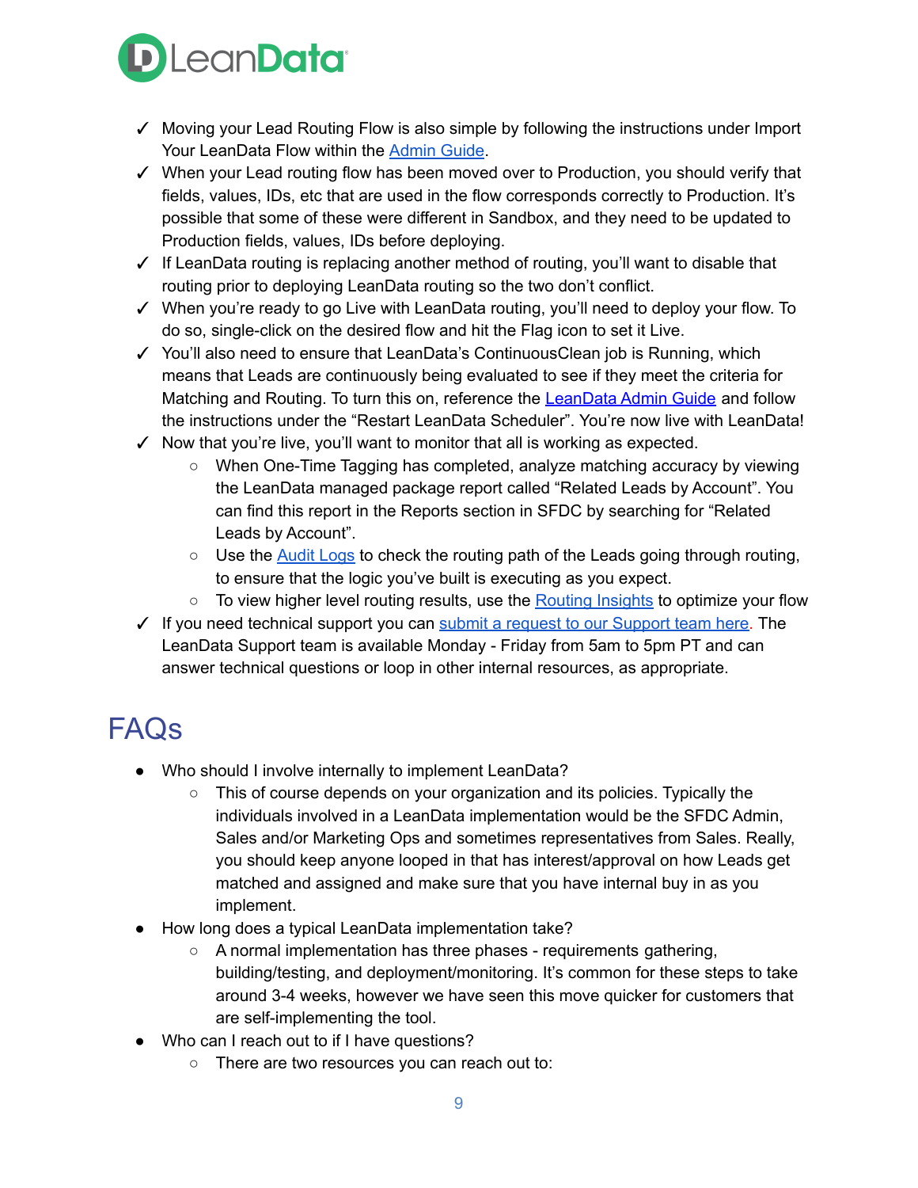- ✓ Moving your Lead Routing Flow is also simple by following the instructions under Import Your LeanData Flow within the [Admin Guide](#).
- ✓ When your Lead routing flow has been moved over to Production, you should verify that fields, values, IDs, etc that are used in the flow corresponds correctly to Production. It's possible that some of these were different in Sandbox, and they need to be updated to Production fields, values, IDs before deploying.
- ✓ If LeanData routing is replacing another method of routing, you'll want to disable that routing prior to deploying LeanData routing so the two don't conflict.
- ✓ When you're ready to go Live with LeanData routing, you'll need to deploy your flow. To do so, single-click on the desired flow and hit the Flag icon to set it Live.
- ✓ You'll also need to ensure that LeanData's ContinuousClean job is Running, which means that Leads are continuously being evaluated to see if they meet the criteria for Matching and Routing. To turn this on, reference the [LeanData Admin Guide](#) and follow the instructions under the "Restart LeanData Scheduler". You're now live with LeanData!
- ✓ Now that you're live, you'll want to monitor that all is working as expected.
  - When One-Time Tagging has completed, analyze matching accuracy by viewing the LeanData managed package report called "Related Leads by Account". You can find this report in the Reports section in SFDC by searching for "Related Leads by Account".
  - Use the [Audit Logs](#) to check the routing path of the Leads going through routing, to ensure that the logic you've built is executing as you expect.
  - To view higher level routing results, use the [Routing Insights](#) to optimize your flow
- ✓ If you need technical support you can [submit a request to our Support team here](#). The LeanData Support team is available Monday - Friday from 5am to 5pm PT and can answer technical questions or loop in other internal resources, as appropriate.

# FAQs

- Who should I involve internally to implement LeanData?
  - This of course depends on your organization and its policies. Typically the individuals involved in a LeanData implementation would be the SFDC Admin, Sales and/or Marketing Ops and sometimes representatives from Sales. Really, you should keep anyone looped in that has interest/approval on how Leads get matched and assigned and make sure that you have internal buy in as you implement.
- How long does a typical LeanData implementation take?
  - A normal implementation has three phases - requirements gathering, building/testing, and deployment/monitoring. It's common for these steps to take around 3-4 weeks, however we have seen this move quicker for customers that are self-implementing the tool.
- Who can I reach out to if I have questions?
  - There are two resources you can reach out to: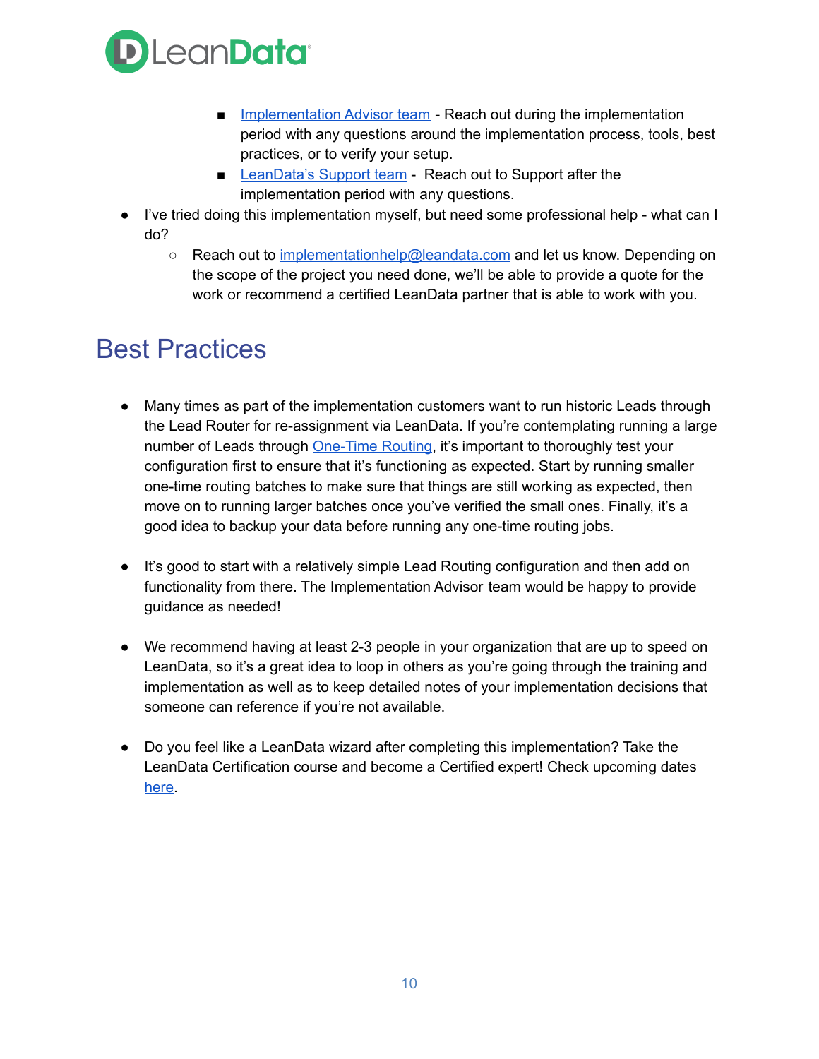- [Implementation Advisor team](#) - Reach out during the implementation period with any questions around the implementation process, tools, best practices, or to verify your setup.
    - [LeanData's Support team](#) - Reach out to Support after the implementation period with any questions.
- I've tried doing this implementation myself, but need some professional help - what can I do?
  - Reach out to [implementationhelp@leandata.com](mailto:implementationhelp@leandata.com) and let us know. Depending on the scope of the project you need done, we'll be able to provide a quote for the work or recommend a certified LeanData partner that is able to work with you.

# Best Practices

- Many times as part of the implementation customers want to run historic Leads through the Lead Router for re-assignment via LeanData. If you're contemplating running a large number of Leads through [One-Time Routing](#), it's important to thoroughly test your configuration first to ensure that it's functioning as expected. Start by running smaller one-time routing batches to make sure that things are still working as expected, then move on to running larger batches once you've verified the small ones. Finally, it's a good idea to backup your data before running any one-time routing jobs.

- It's good to start with a relatively simple Lead Routing configuration and then add on functionality from there. The Implementation Advisor team would be happy to provide guidance as needed!

- We recommend having at least 2-3 people in your organization that are up to speed on LeanData, so it's a great idea to loop in others as you're going through the training and implementation as well as to keep detailed notes of your implementation decisions that someone can reference if you're not available.

- Do you feel like a LeanData wizard after completing this implementation? Take the LeanData Certification course and become a Certified expert! Check upcoming dates [here](#).